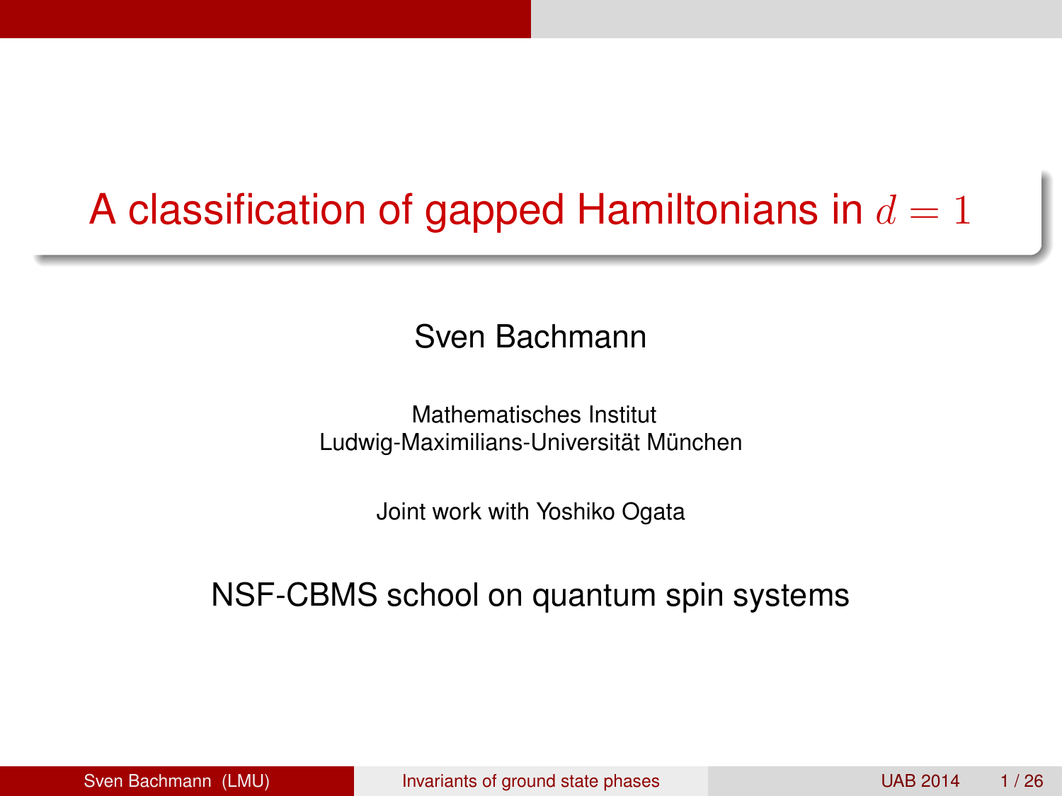# A classification of gapped Hamiltonians in $d = 1$

Sven Bachmann

Mathematisches Institut
Ludwig-Maximilians-Universität München

Joint work with Yoshiko Ogata

NSF-CBMS school on quantum spin systems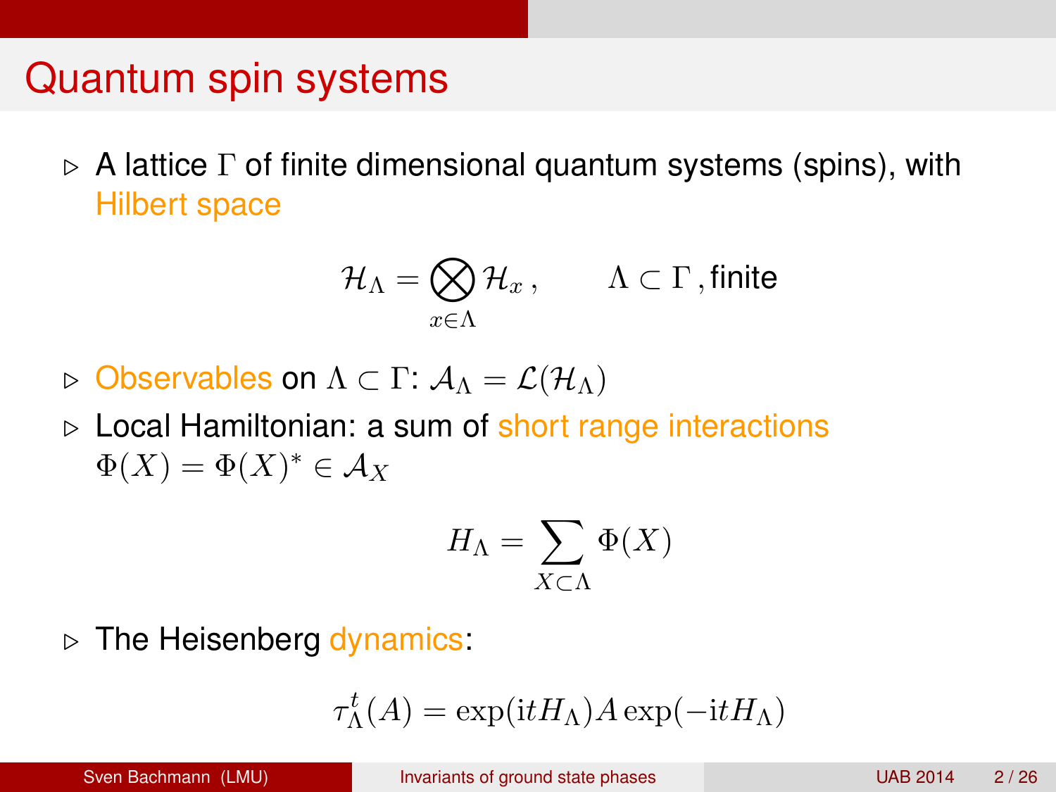# Quantum spin systems

- A lattice $\Gamma$ of finite dimensional quantum systems (spins), with Hilbert space

$$\mathcal{H}_\Lambda = \bigotimes_{x\in\Lambda} \mathcal{H}_x \,, \qquad \Lambda \subset \Gamma\,, \text{finite}$$

- Observables on $\Lambda \subset \Gamma$: $\mathcal{A}_\Lambda = \mathcal{L}(\mathcal{H}_\Lambda)$
- Local Hamiltonian: a sum of short range interactions $\Phi(X) = \Phi(X)^* \in \mathcal{A}_X$

$$H_\Lambda = \sum_{X\subset\Lambda} \Phi(X)$$

- The Heisenberg dynamics:

$$\tau_\Lambda^t(A) = \exp(\mathrm{i}tH_\Lambda) A \exp(-\mathrm{i}tH_\Lambda)$$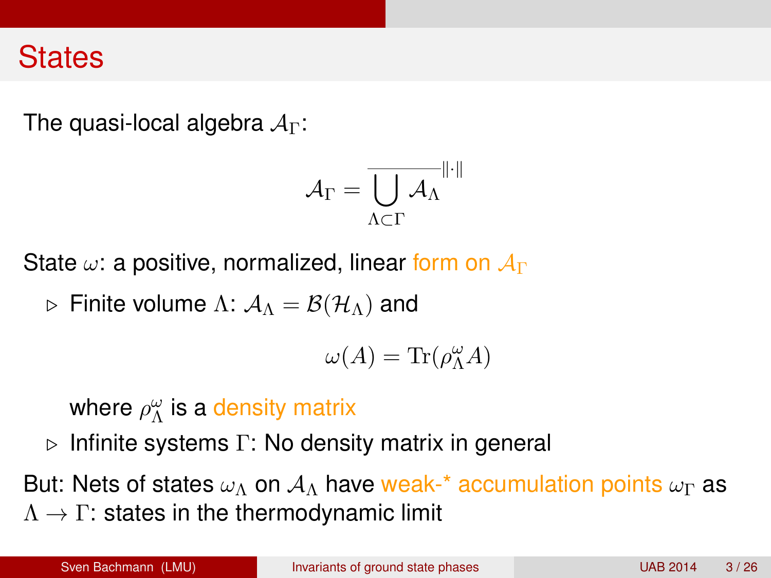# States

The quasi-local algebra $\mathcal{A}_\Gamma$:

$$\mathcal{A}_\Gamma = \overline{\bigcup_{\Lambda \subset \Gamma} \mathcal{A}_\Lambda}^{\|\cdot\|}$$

State $\omega$: a positive, normalized, linear form on $\mathcal{A}_\Gamma$

- Finite volume $\Lambda$: $\mathcal{A}_\Lambda = \mathcal{B}(\mathcal{H}_\Lambda)$ and

  $$\omega(A) = \mathrm{Tr}(\rho_\Lambda^\omega A)$$

  where $\rho_\Lambda^\omega$ is a density matrix
- Infinite systems $\Gamma$: No density matrix in general

But: Nets of states $\omega_\Lambda$ on $\mathcal{A}_\Lambda$ have weak-* accumulation points $\omega_\Gamma$ as $\Lambda \to \Gamma$: states in the thermodynamic limit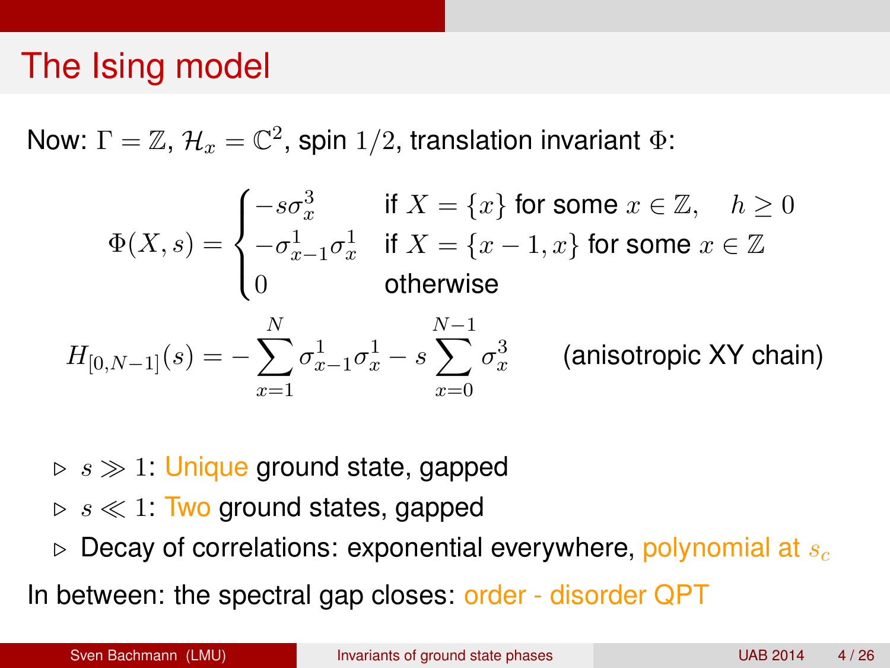# The Ising model

Now: $\Gamma = \mathbb{Z}$, $\mathcal{H}_x = \mathbb{C}^2$, spin $1/2$, translation invariant $\Phi$:

$$\Phi(X,s) = \begin{cases} -s\sigma_x^3 & \text{if } X = \{x\} \text{ for some } x \in \mathbb{Z}, \quad h \geq 0 \\ -\sigma_{x-1}^1 \sigma_x^1 & \text{if } X = \{x-1, x\} \text{ for some } x \in \mathbb{Z} \\ 0 & \text{otherwise} \end{cases}$$

$$H_{[0,N-1]}(s) = -\sum_{x=1}^{N} \sigma_{x-1}^1 \sigma_x^1 - s \sum_{x=0}^{N-1} \sigma_x^3 \qquad \text{(anisotropic XY chain)}$$

- $s \gg 1$: Unique ground state, gapped
- $s \ll 1$: Two ground states, gapped
- Decay of correlations: exponential everywhere, polynomial at $s_c$

In between: the spectral gap closes: order - disorder QPT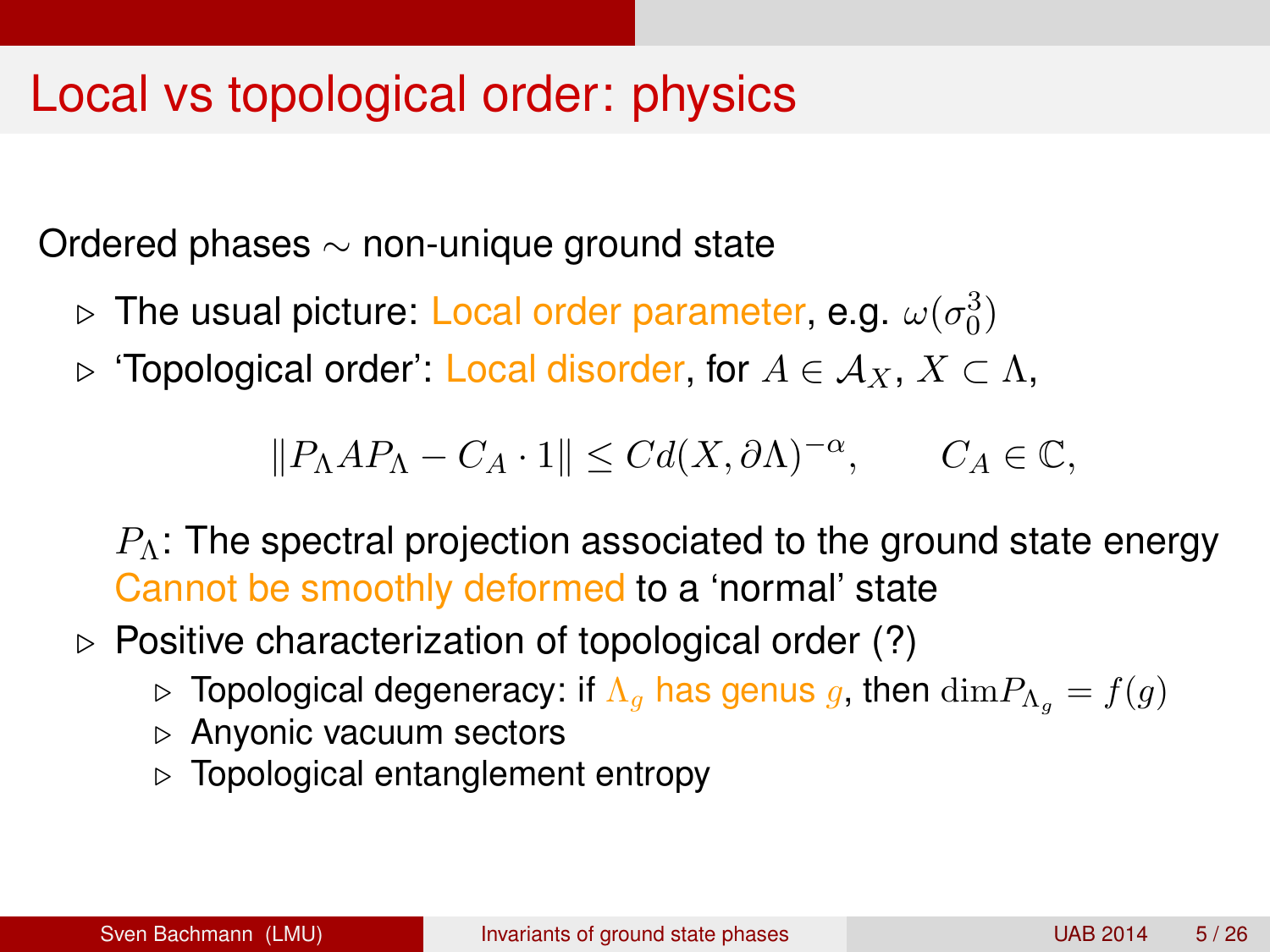# Local vs topological order: physics

Ordered phases $\sim$ non-unique ground state

- The usual picture: Local order parameter, e.g. $\omega(\sigma_0^3)$
- 'Topological order': Local disorder, for $A \in \mathcal{A}_X$, $X \subset \Lambda$,

  $$\|P_\Lambda A P_\Lambda - C_A \cdot 1\| \leq C d(X, \partial\Lambda)^{-\alpha}, \qquad C_A \in \mathbb{C},$$

  $P_\Lambda$: The spectral projection associated to the ground state energy
  Cannot be smoothly deformed to a 'normal' state
- Positive characterization of topological order (?)
  - Topological degeneracy: if $\Lambda_g$ has genus $g$, then $\dim P_{\Lambda_g} = f(g)$
  - Anyonic vacuum sectors
  - Topological entanglement entropy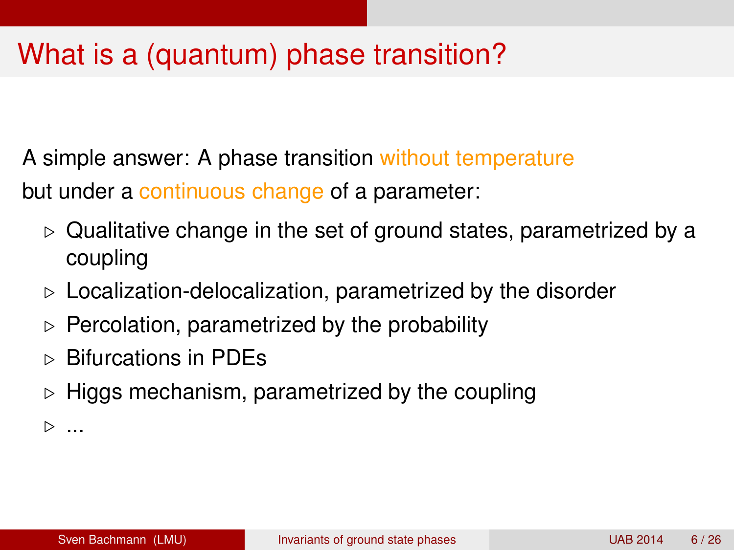# What is a (quantum) phase transition?

A simple answer: A phase transition without temperature
but under a continuous change of a parameter:

- Qualitative change in the set of ground states, parametrized by a coupling
- Localization-delocalization, parametrized by the disorder
- Percolation, parametrized by the probability
- Bifurcations in PDEs
- Higgs mechanism, parametrized by the coupling
- ...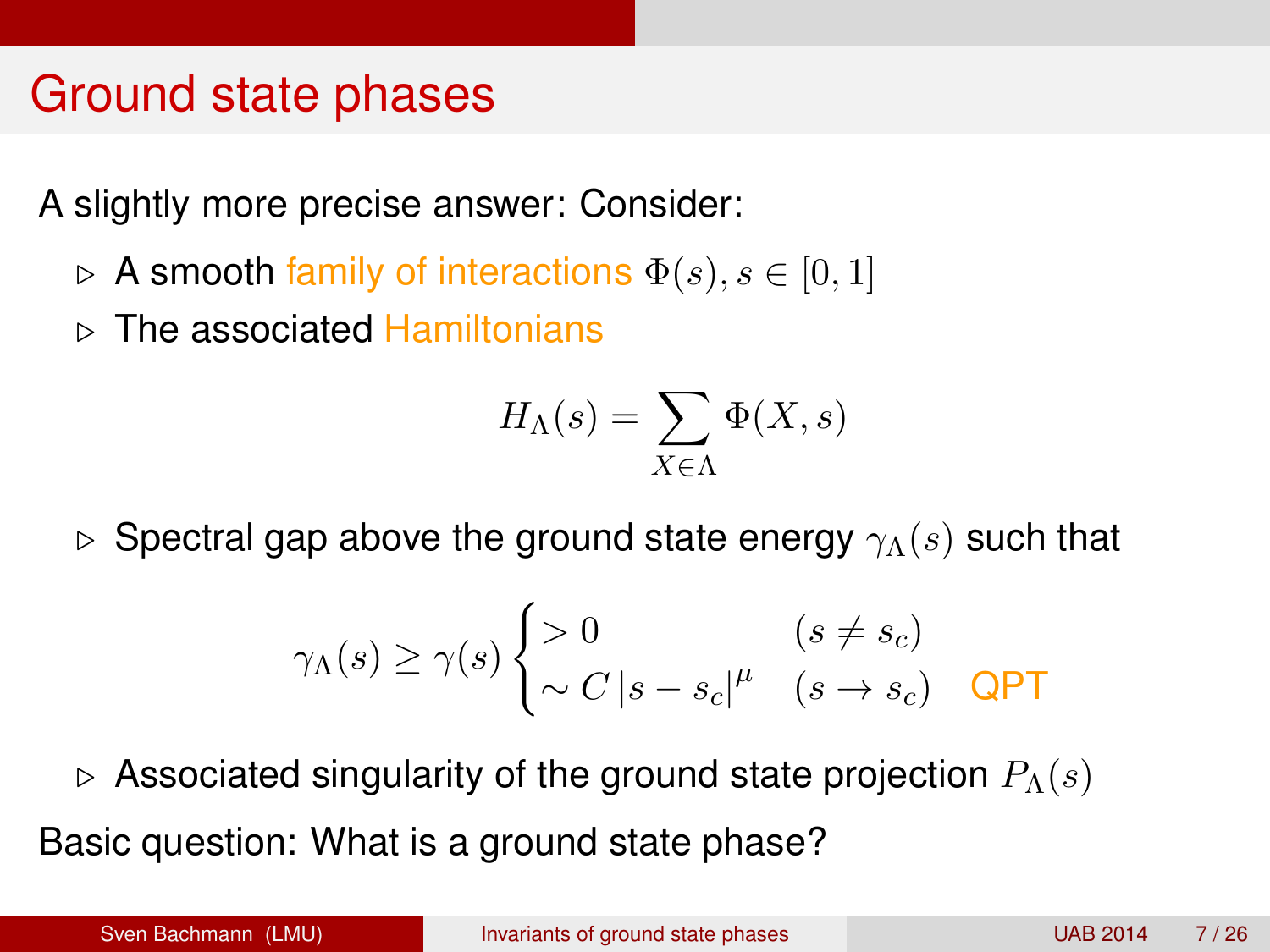# Ground state phases

A slightly more precise answer: Consider:

- ▷ A smooth family of interactions $\Phi(s), s \in [0,1]$
- ▷ The associated Hamiltonians

$$H_\Lambda(s) = \sum_{X \in \Lambda} \Phi(X, s)$$

- ▷ Spectral gap above the ground state energy $\gamma_\Lambda(s)$ such that

$$\gamma_\Lambda(s) \geq \gamma(s) \begin{cases} > 0 & (s \neq s_c) \\ \sim C\,|s - s_c|^\mu & (s \to s_c) \quad \text{QPT} \end{cases}$$

- ▷ Associated singularity of the ground state projection $P_\Lambda(s)$

Basic question: What is a ground state phase?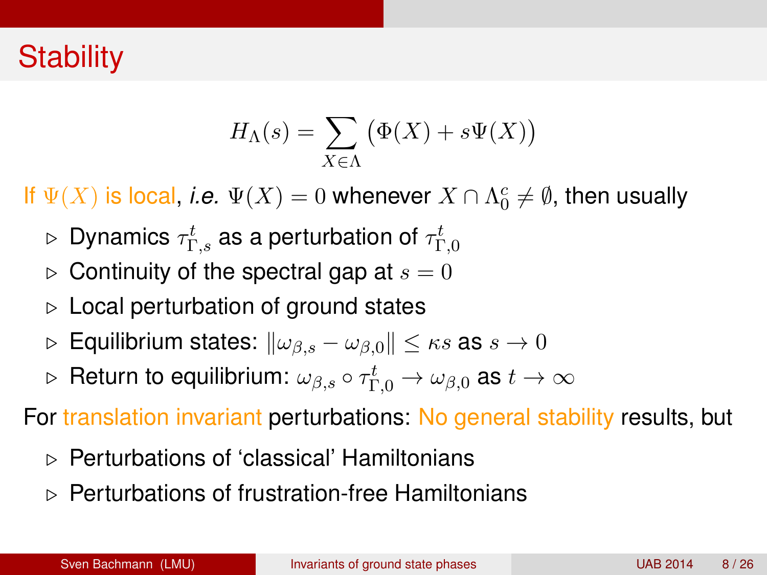# Stability

$$H_\Lambda(s) = \sum_{X \in \Lambda} \big(\Phi(X) + s\Psi(X)\big)$$

If $\Psi(X)$ is local, *i.e.* $\Psi(X) = 0$ whenever $X \cap \Lambda_0^c \neq \emptyset$, then usually

- Dynamics $\tau_{\Gamma,s}^t$ as a perturbation of $\tau_{\Gamma,0}^t$
- Continuity of the spectral gap at $s = 0$
- Local perturbation of ground states
- Equilibrium states: $\|\omega_{\beta,s} - \omega_{\beta,0}\| \leq \kappa s$ as $s \to 0$
- Return to equilibrium: $\omega_{\beta,s} \circ \tau_{\Gamma,0}^t \to \omega_{\beta,0}$ as $t \to \infty$

For translation invariant perturbations: No general stability results, but

- Perturbations of 'classical' Hamiltonians
- Perturbations of frustration-free Hamiltonians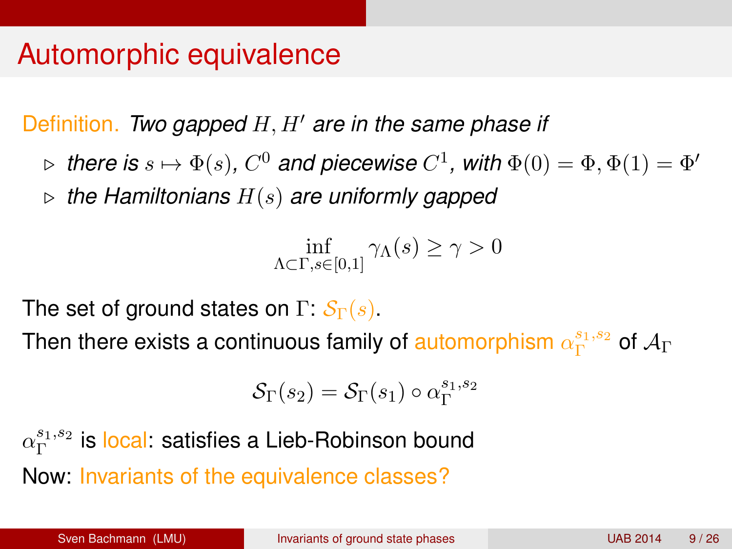# Automorphic equivalence

Definition. *Two gapped $H, H'$ are in the same phase if*

- *there is $s \mapsto \Phi(s)$, $C^0$ and piecewise $C^1$, with $\Phi(0) = \Phi, \Phi(1) = \Phi'$*
- *the Hamiltonians $H(s)$ are uniformly gapped*

$$\inf_{\Lambda \subset \Gamma, s \in [0,1]} \gamma_\Lambda(s) \geq \gamma > 0$$

The set of ground states on $\Gamma$: $\mathcal{S}_\Gamma(s)$.

Then there exists a continuous family of automorphism $\alpha_\Gamma^{s_1,s_2}$ of $\mathcal{A}_\Gamma$

$$\mathcal{S}_\Gamma(s_2) = \mathcal{S}_\Gamma(s_1) \circ \alpha_\Gamma^{s_1,s_2}$$

$\alpha_\Gamma^{s_1,s_2}$ is local: satisfies a Lieb-Robinson bound

Now: Invariants of the equivalence classes?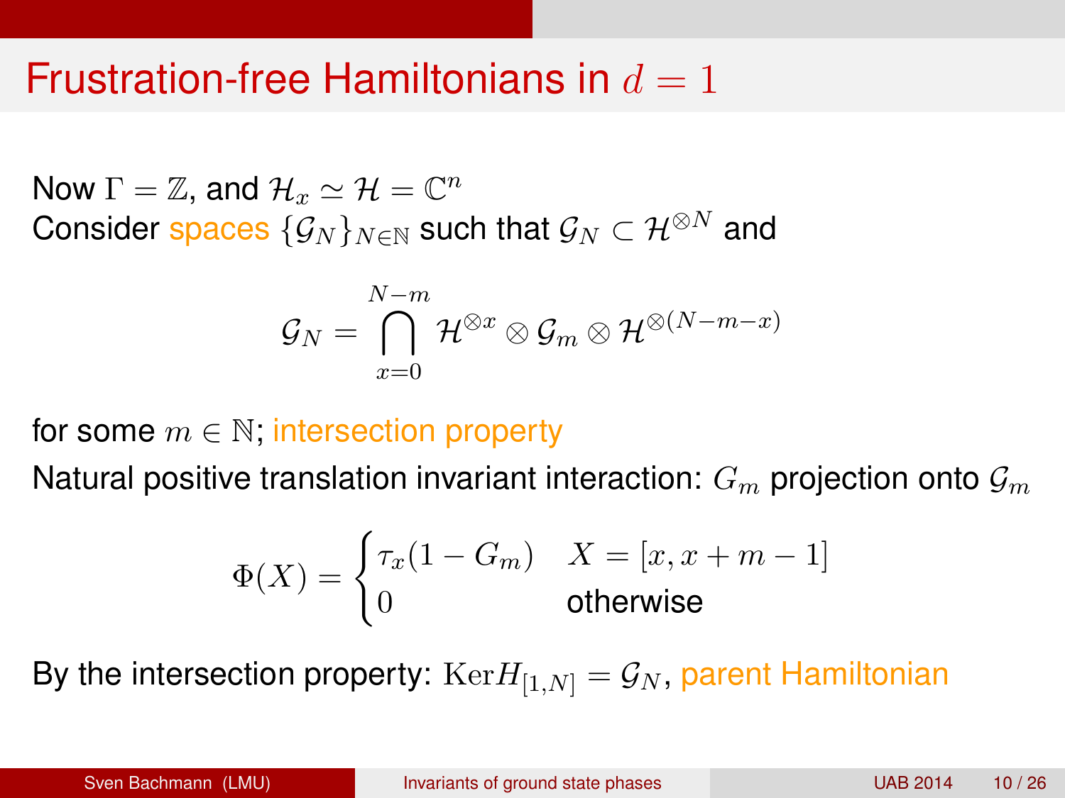# Frustration-free Hamiltonians in $d = 1$

Now $\Gamma = \mathbb{Z}$, and $\mathcal{H}_x \simeq \mathcal{H} = \mathbb{C}^n$
Consider spaces $\{\mathcal{G}_N\}_{N\in\mathbb{N}}$ such that $\mathcal{G}_N \subset \mathcal{H}^{\otimes N}$ and

$$\mathcal{G}_N = \bigcap_{x=0}^{N-m} \mathcal{H}^{\otimes x} \otimes \mathcal{G}_m \otimes \mathcal{H}^{\otimes(N-m-x)}$$

for some $m \in \mathbb{N}$; intersection property

Natural positive translation invariant interaction: $G_m$ projection onto $\mathcal{G}_m$

$$\Phi(X) = \begin{cases} \tau_x(1 - G_m) & X = [x, x+m-1] \\ 0 & \text{otherwise} \end{cases}$$

By the intersection property: $\mathrm{Ker} H_{[1,N]} = \mathcal{G}_N$, parent Hamiltonian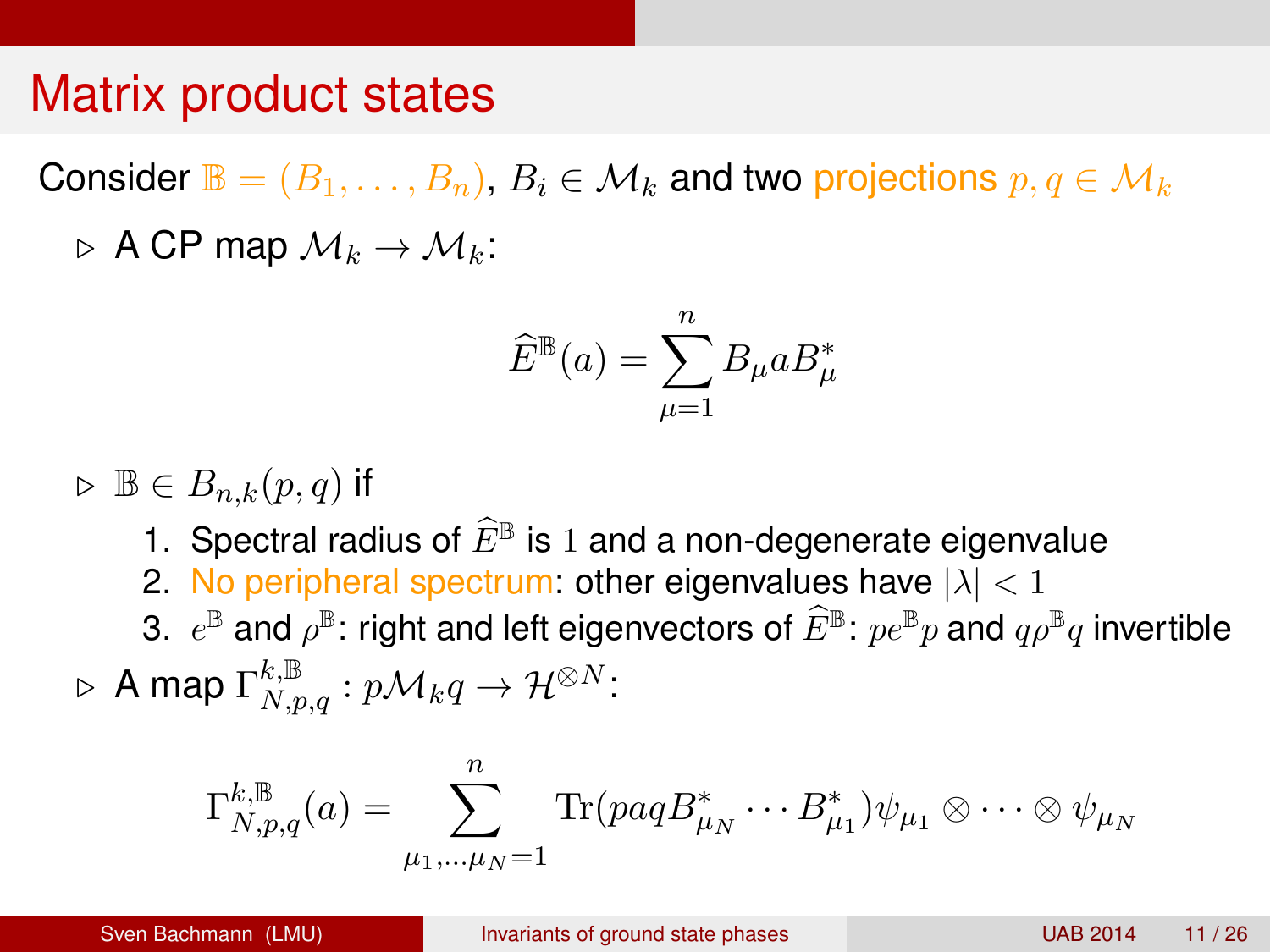# Matrix product states

Consider $\mathbb{B} = (B_1, \ldots, B_n)$, $B_i \in \mathcal{M}_k$ and two projections $p, q \in \mathcal{M}_k$

- ▷ A CP map $\mathcal{M}_k \to \mathcal{M}_k$:

$$\widehat{E}^{\mathbb{B}}(a) = \sum_{\mu=1}^{n} B_\mu a B_\mu^*$$

- ▷ $\mathbb{B} \in B_{n,k}(p,q)$ if
  1. Spectral radius of $\widehat{E}^{\mathbb{B}}$ is $1$ and a non-degenerate eigenvalue
  2. No peripheral spectrum: other eigenvalues have $|\lambda| < 1$
  3. $e^{\mathbb{B}}$ and $\rho^{\mathbb{B}}$: right and left eigenvectors of $\widehat{E}^{\mathbb{B}}$: $pe^{\mathbb{B}}p$ and $q\rho^{\mathbb{B}}q$ invertible

- ▷ A map $\Gamma_{N,p,q}^{k,\mathbb{B}} : p\mathcal{M}_k q \to \mathcal{H}^{\otimes N}$:

$$\Gamma_{N,p,q}^{k,\mathbb{B}}(a) = \sum_{\mu_1,\ldots\mu_N=1}^{n} \mathrm{Tr}(paqB_{\mu_N}^* \cdots B_{\mu_1}^*)\psi_{\mu_1} \otimes \cdots \otimes \psi_{\mu_N}$$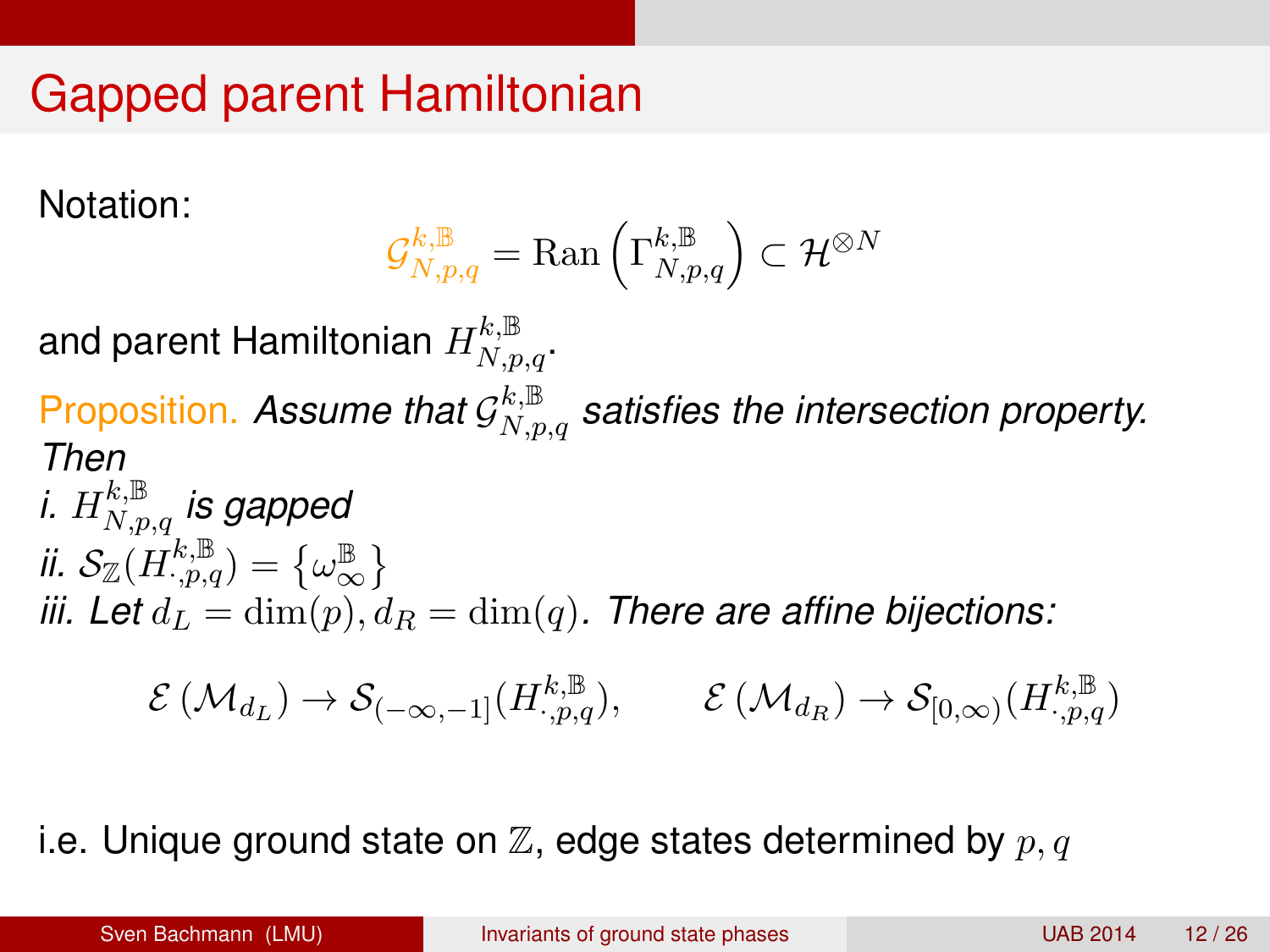# Gapped parent Hamiltonian

Notation:

$$\mathcal{G}^{k,\mathbb{B}}_{N,p,q} = \mathrm{Ran}\left(\Gamma^{k,\mathbb{B}}_{N,p,q}\right) \subset \mathcal{H}^{\otimes N}$$

and parent Hamiltonian $H^{k,\mathbb{B}}_{N,p,q}$.

Proposition. *Assume that $\mathcal{G}^{k,\mathbb{B}}_{N,p,q}$ satisfies the intersection property. Then*

*i. $H^{k,\mathbb{B}}_{N,p,q}$ is gapped*

*ii. $\mathcal{S}_{\mathbb{Z}}(H^{k,\mathbb{B}}_{\cdot,p,q}) = \left\{\omega^{\mathbb{B}}_{\infty}\right\}$*

*iii. Let $d_L = \dim(p), d_R = \dim(q)$. There are affine bijections:*

$$\mathcal{E}\left(\mathcal{M}_{d_L}\right) \to \mathcal{S}_{(-\infty,-1]}(H^{k,\mathbb{B}}_{\cdot,p,q}), \qquad \mathcal{E}\left(\mathcal{M}_{d_R}\right) \to \mathcal{S}_{[0,\infty)}(H^{k,\mathbb{B}}_{\cdot,p,q})$$

i.e. Unique ground state on $\mathbb{Z}$, edge states determined by $p, q$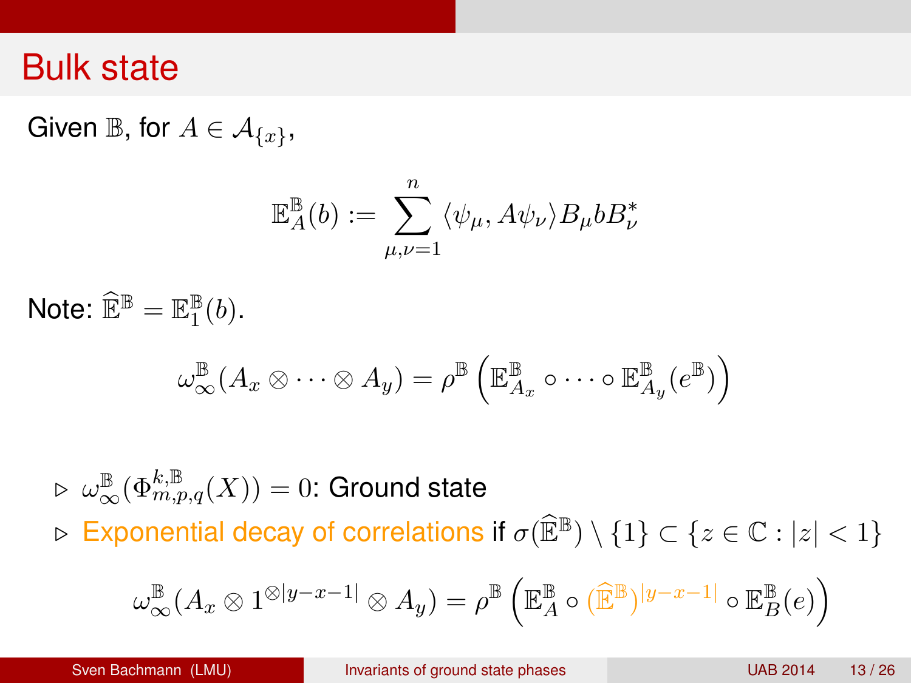# Bulk state

Given $\mathbb{B}$, for $A \in \mathcal{A}_{\{x\}}$,

$$\mathbb{E}^{\mathbb{B}}_A(b) := \sum_{\mu,\nu=1}^{n} \langle \psi_\mu, A\psi_\nu \rangle B_\mu b B_\nu^*$$

Note: $\widehat{\mathbb{E}}^{\mathbb{B}} = \mathbb{E}^{\mathbb{B}}_1(b)$.

$$\omega^{\mathbb{B}}_\infty(A_x \otimes \cdots \otimes A_y) = \rho^{\mathbb{B}}\left(\mathbb{E}^{\mathbb{B}}_{A_x} \circ \cdots \circ \mathbb{E}^{\mathbb{B}}_{A_y}(e^{\mathbb{B}})\right)$$

- ▷ $\omega^{\mathbb{B}}_\infty(\Phi^{k,\mathbb{B}}_{m,p,q}(X)) = 0$: Ground state
- ▷ Exponential decay of correlations if $\sigma(\widehat{\mathbb{E}}^{\mathbb{B}}) \setminus \{1\} \subset \{z \in \mathbb{C} : |z| < 1\}$

$$\omega^{\mathbb{B}}_\infty(A_x \otimes 1^{\otimes|y-x-1|} \otimes A_y) = \rho^{\mathbb{B}}\left(\mathbb{E}^{\mathbb{B}}_A \circ (\widehat{\mathbb{E}}^{\mathbb{B}})^{|y-x-1|} \circ \mathbb{E}^{\mathbb{B}}_B(e)\right)$$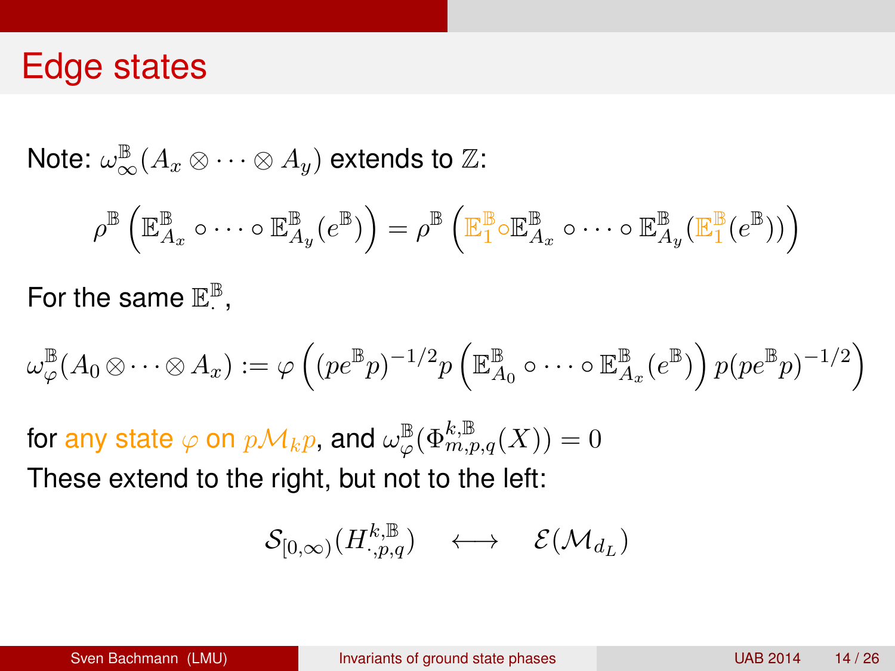# Edge states

Note: $\omega^{\mathbb{B}}_{\infty}(A_x \otimes \cdots \otimes A_y)$ extends to $\mathbb{Z}$:

$$\rho^{\mathbb{B}}\left(\mathbb{E}^{\mathbb{B}}_{A_x} \circ \cdots \circ \mathbb{E}^{\mathbb{B}}_{A_y}(e^{\mathbb{B}})\right) = \rho^{\mathbb{B}}\left(\mathbb{E}^{\mathbb{B}}_{1} \circ \mathbb{E}^{\mathbb{B}}_{A_x} \circ \cdots \circ \mathbb{E}^{\mathbb{B}}_{A_y}(\mathbb{E}^{\mathbb{B}}_{1}(e^{\mathbb{B}}))\right)$$

For the same $\mathbb{E}^{\mathbb{B}}_{\cdot}$,

$$\omega^{\mathbb{B}}_{\varphi}(A_0 \otimes \cdots \otimes A_x) := \varphi\left((pe^{\mathbb{B}}p)^{-1/2} p \left(\mathbb{E}^{\mathbb{B}}_{A_0} \circ \cdots \circ \mathbb{E}^{\mathbb{B}}_{A_x}(e^{\mathbb{B}})\right) p (pe^{\mathbb{B}}p)^{-1/2}\right)$$

for any state $\varphi$ on $p\mathcal{M}_k p$, and $\omega^{\mathbb{B}}_{\varphi}(\Phi^{k,\mathbb{B}}_{m,p,q}(X)) = 0$

These extend to the right, but not to the left:

$$\mathcal{S}_{[0,\infty)}(H^{k,\mathbb{B}}_{\cdot,p,q}) \quad \longleftrightarrow \quad \mathcal{E}(\mathcal{M}_{d_L})$$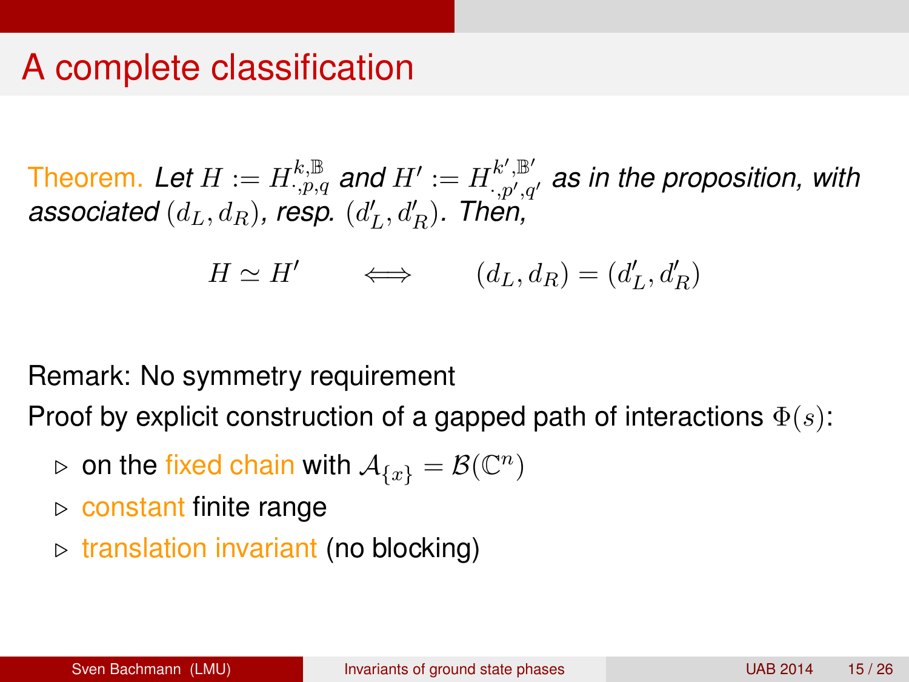# A complete classification

Theorem. *Let $H := H^{k,\mathbb{B}}_{\cdot,p,q}$ and $H' := H^{k',\mathbb{B}'}_{\cdot,p',q'}$ as in the proposition, with associated $(d_L, d_R)$, resp. $(d'_L, d'_R)$. Then,*

$$H \simeq H' \qquad \Longleftrightarrow \qquad (d_L, d_R) = (d'_L, d'_R)$$

Remark: No symmetry requirement

Proof by explicit construction of a gapped path of interactions $\Phi(s)$:

- on the fixed chain with $\mathcal{A}_{\{x\}} = \mathcal{B}(\mathbb{C}^n)$
- constant finite range
- translation invariant (no blocking)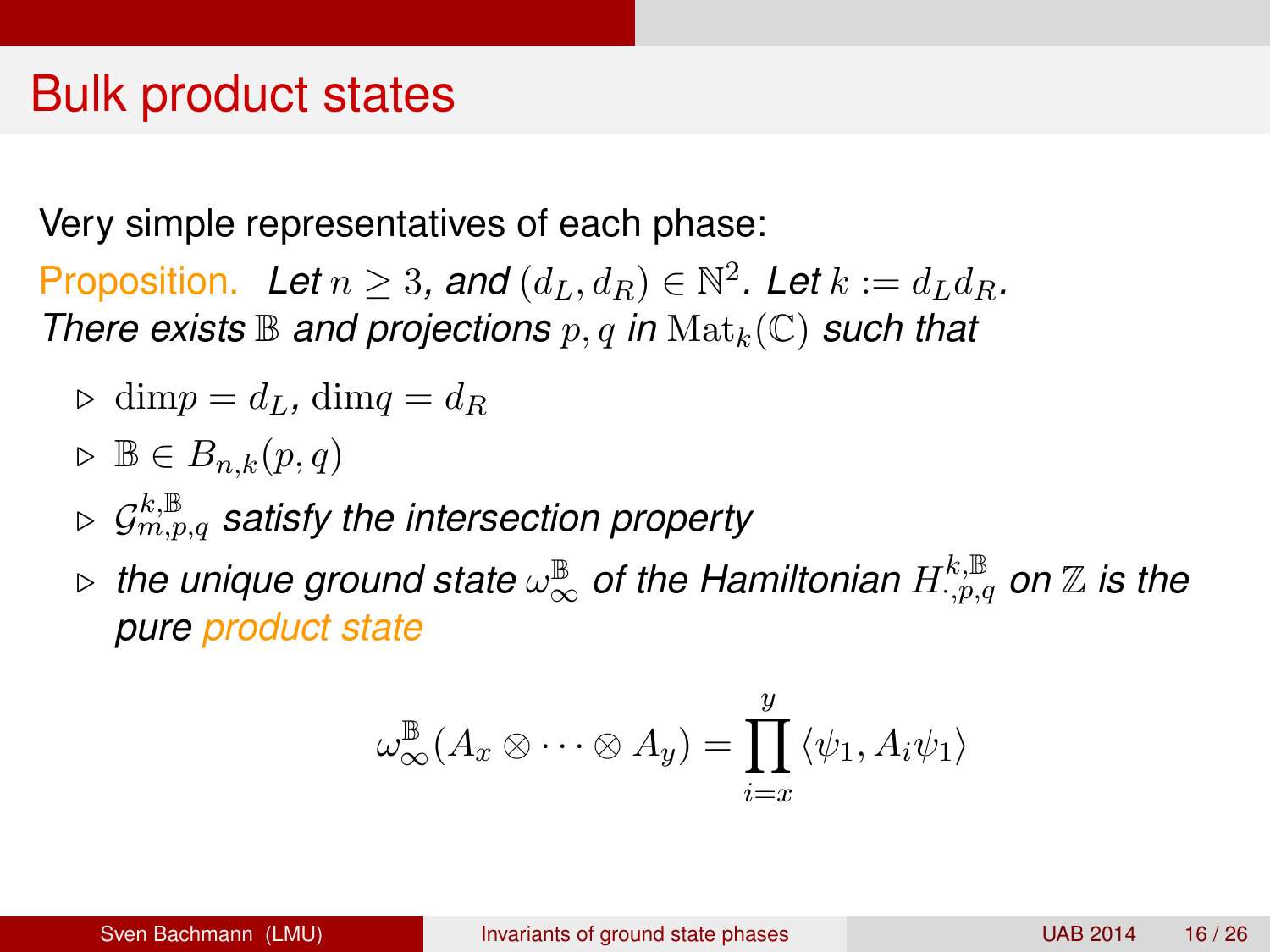# Bulk product states

Very simple representatives of each phase:

Proposition. *Let $n \geq 3$, and $(d_L, d_R) \in \mathbb{N}^2$. Let $k := d_L d_R$. There exists $\mathbb{B}$ and projections $p, q$ in $\mathrm{Mat}_k(\mathbb{C})$ such that*

- $\mathrm{dim} p = d_L$, $\mathrm{dim} q = d_R$
- $\mathbb{B} \in B_{n,k}(p,q)$
- $\mathcal{G}^{k,\mathbb{B}}_{m,p,q}$ *satisfy the intersection property*
- *the unique ground state $\omega^{\mathbb{B}}_{\infty}$ of the Hamiltonian $H^{k,\mathbb{B}}_{\cdot,p,q}$ on $\mathbb{Z}$ is the pure product state*

$$\omega^{\mathbb{B}}_{\infty}(A_x \otimes \cdots \otimes A_y) = \prod_{i=x}^{y} \langle \psi_1, A_i \psi_1 \rangle$$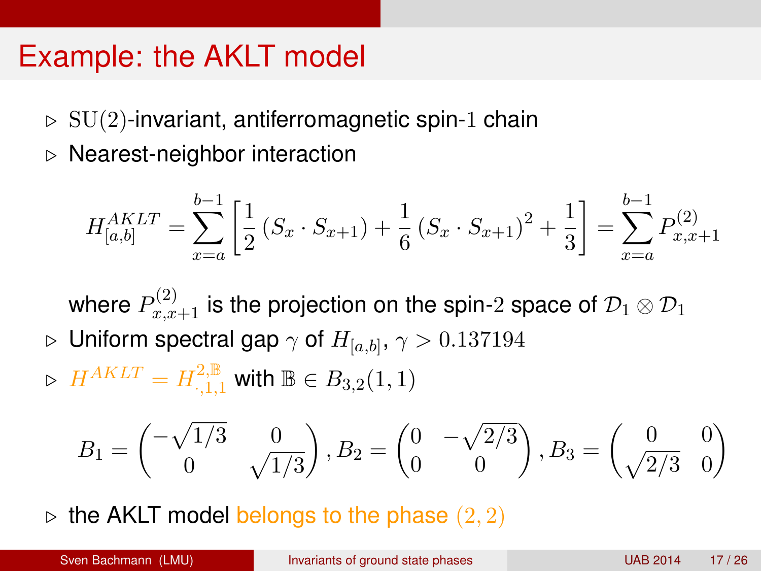# Example: the AKLT model

- $\mathrm{SU}(2)$-invariant, antiferromagnetic spin-$1$ chain
- Nearest-neighbor interaction

$$H^{AKLT}_{[a,b]} = \sum_{x=a}^{b-1} \left[ \frac{1}{2} \left( S_x \cdot S_{x+1} \right) + \frac{1}{6} \left( S_x \cdot S_{x+1} \right)^2 + \frac{1}{3} \right] = \sum_{x=a}^{b-1} P^{(2)}_{x,x+1}$$

  where $P^{(2)}_{x,x+1}$ is the projection on the spin-$2$ space of $\mathcal{D}_1 \otimes \mathcal{D}_1$

- Uniform spectral gap $\gamma$ of $H_{[a,b]}$, $\gamma > 0.137194$
- $H^{AKLT} = H^{2,\mathbb{B}}_{\cdot,1,1}$ with $\mathbb{B} \in B_{3,2}(1,1)$

$$B_1 = \begin{pmatrix} -\sqrt{1/3} & 0 \\ 0 & \sqrt{1/3} \end{pmatrix}, B_2 = \begin{pmatrix} 0 & -\sqrt{2/3} \\ 0 & 0 \end{pmatrix}, B_3 = \begin{pmatrix} 0 & 0 \\ \sqrt{2/3} & 0 \end{pmatrix}$$

- the AKLT model belongs to the phase $(2,2)$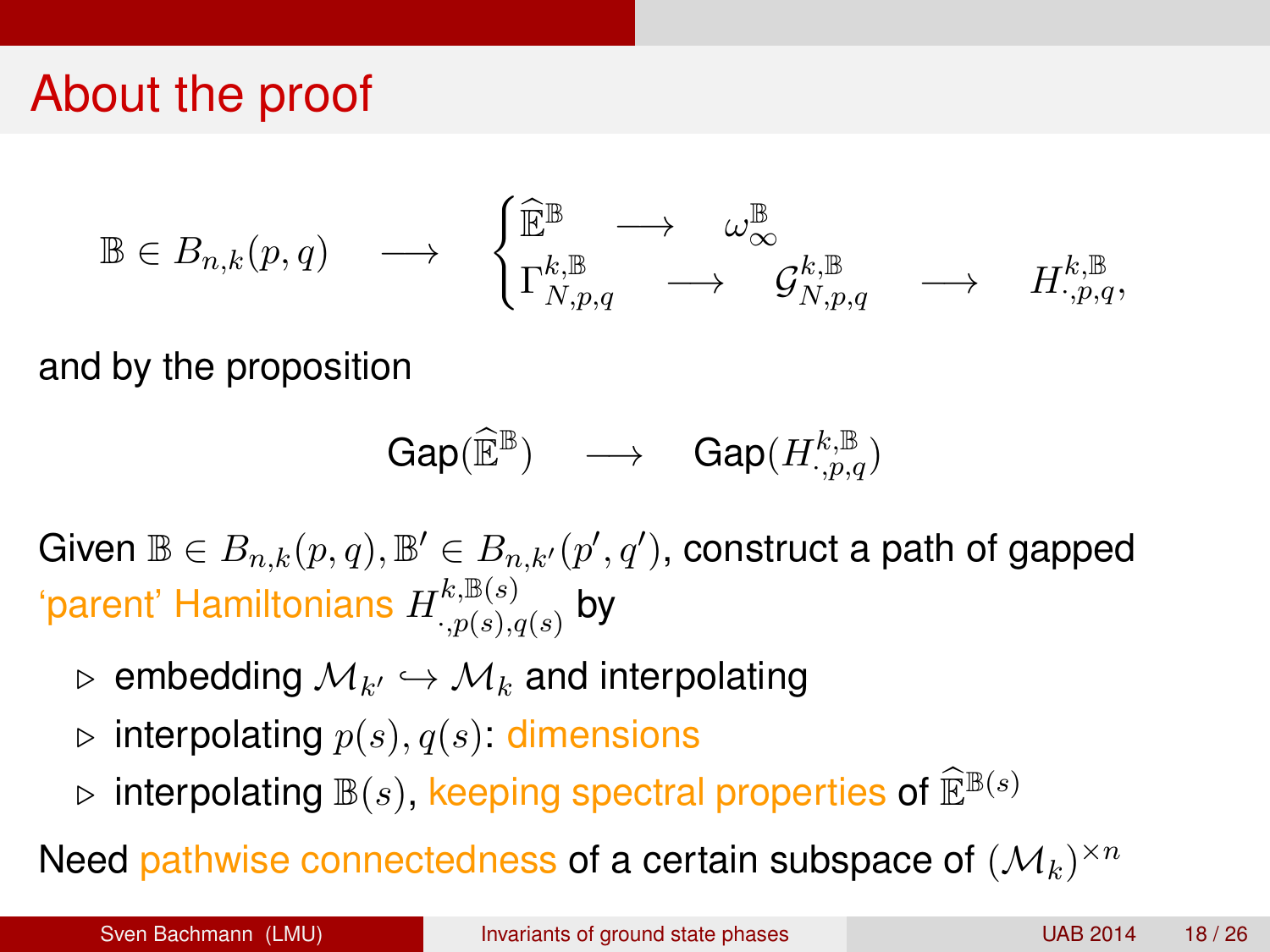# About the proof

$$
\mathbb{B} \in B_{n,k}(p,q) \quad \longrightarrow \quad \begin{cases} \widehat{\mathbb{E}}^{\mathbb{B}} & \longrightarrow \quad \omega_\infty^{\mathbb{B}} \\ \Gamma_{N,p,q}^{k,\mathbb{B}} & \longrightarrow \quad \mathcal{G}_{N,p,q}^{k,\mathbb{B}} \quad \longrightarrow \quad H_{\cdot,p,q}^{k,\mathbb{B}}, \end{cases}
$$

and by the proposition

$$
\mathrm{Gap}(\widehat{\mathbb{E}}^{\mathbb{B}}) \quad \longrightarrow \quad \mathrm{Gap}(H_{\cdot,p,q}^{k,\mathbb{B}})
$$

Given $\mathbb{B} \in B_{n,k}(p,q), \mathbb{B}' \in B_{n,k'}(p',q')$, construct a path of gapped 'parent' Hamiltonians $H_{\cdot,p(s),q(s)}^{k,\mathbb{B}(s)}$ by

- ▹ embedding $\mathcal{M}_{k'} \hookrightarrow \mathcal{M}_k$ and interpolating
- ▹ interpolating $p(s), q(s)$: dimensions
- ▹ interpolating $\mathbb{B}(s)$, keeping spectral properties of $\widehat{\mathbb{E}}^{\mathbb{B}(s)}$

Need pathwise connectedness of a certain subspace of $(\mathcal{M}_k)^{\times n}$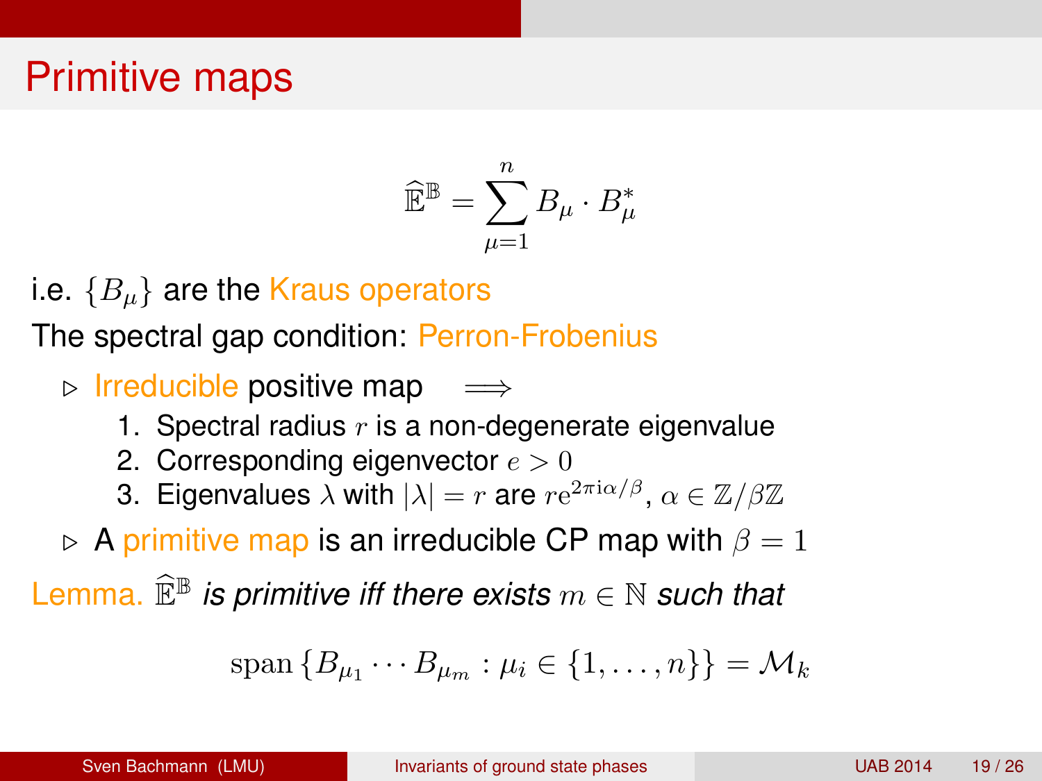# Primitive maps

$$\widehat{\mathbb{E}}^{\mathbb{B}} = \sum_{\mu=1}^{n} B_\mu \cdot B_\mu^*$$

i.e. $\{B_\mu\}$ are the Kraus operators

The spectral gap condition: Perron-Frobenius

- Irreducible positive map $\implies$
  1. Spectral radius $r$ is a non-degenerate eigenvalue
  2. Corresponding eigenvector $e > 0$
  3. Eigenvalues $\lambda$ with $|\lambda| = r$ are $r\mathrm{e}^{2\pi\mathrm{i}\alpha/\beta}$, $\alpha \in \mathbb{Z}/\beta\mathbb{Z}$
- A primitive map is an irreducible CP map with $\beta = 1$

Lemma. $\widehat{\mathbb{E}}^{\mathbb{B}}$ *is primitive iff there exists* $m \in \mathbb{N}$ *such that*

$$\mathrm{span}\left\{B_{\mu_1} \cdots B_{\mu_m} : \mu_i \in \{1, \ldots, n\}\right\} = \mathcal{M}_k$$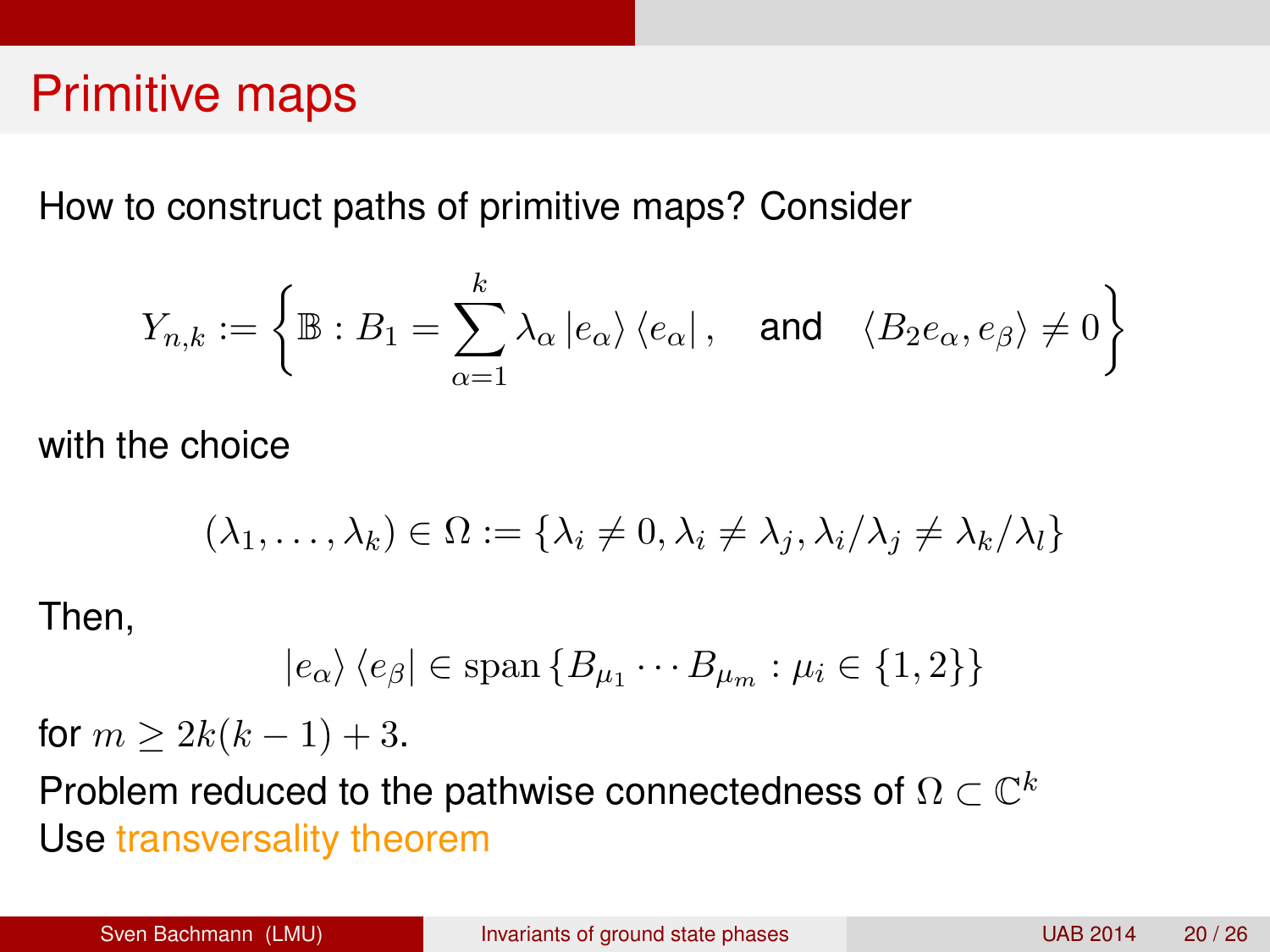# Primitive maps

How to construct paths of primitive maps? Consider

$$Y_{n,k} := \left\{ \mathbb{B} : B_1 = \sum_{\alpha=1}^{k} \lambda_\alpha \left| e_\alpha \right\rangle \left\langle e_\alpha \right| , \quad \text{and} \quad \langle B_2 e_\alpha, e_\beta \rangle \neq 0 \right\}$$

with the choice

$$(\lambda_1, \ldots, \lambda_k) \in \Omega := \{ \lambda_i \neq 0, \lambda_i \neq \lambda_j, \lambda_i / \lambda_j \neq \lambda_k / \lambda_l \}$$

Then,

$$\left| e_\alpha \right\rangle \left\langle e_\beta \right| \in \operatorname{span} \{ B_{\mu_1} \cdots B_{\mu_m} : \mu_i \in \{1, 2\} \}$$

for $m \geq 2k(k-1) + 3$.

Problem reduced to the pathwise connectedness of $\Omega \subset \mathbb{C}^k$

Use transversality theorem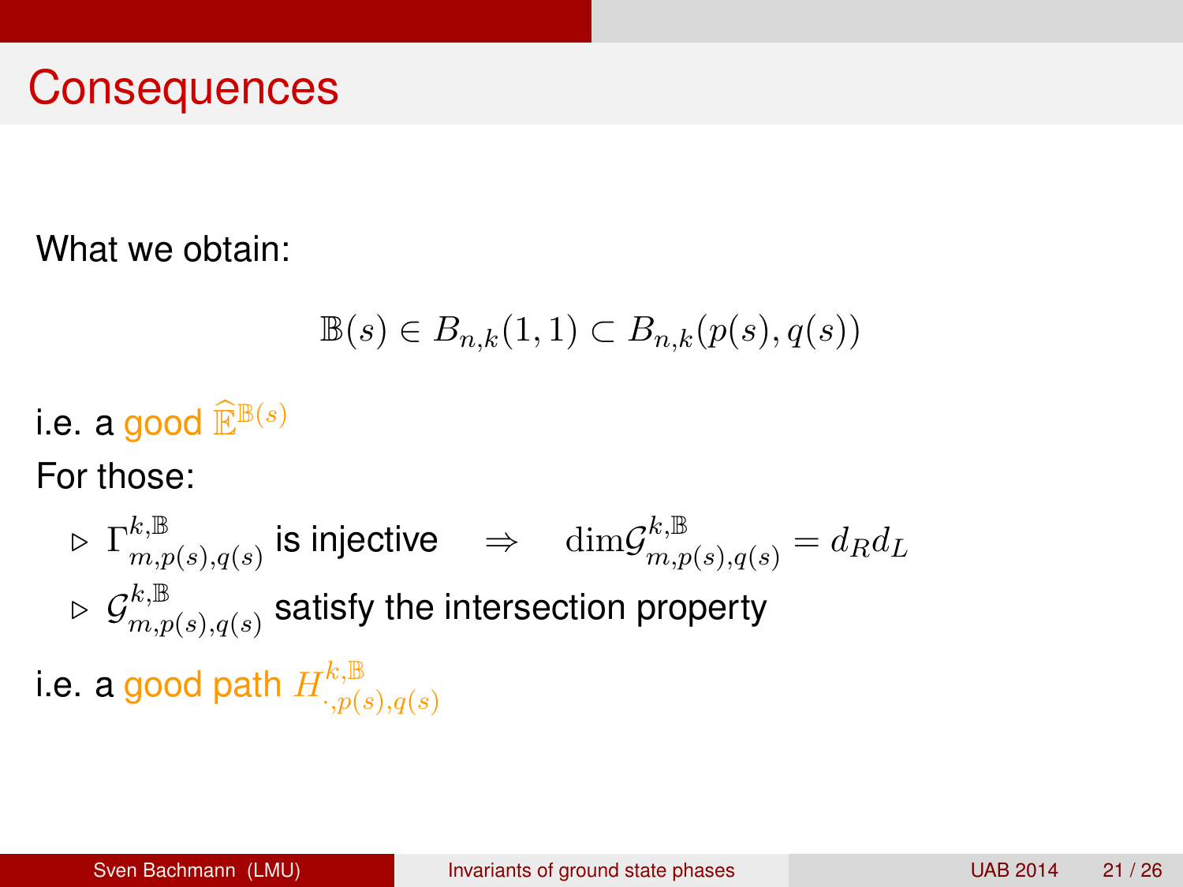# Consequences

What we obtain:

$$\mathbb{B}(s) \in B_{n,k}(1,1) \subset B_{n,k}(p(s), q(s))$$

i.e. a good $\widehat{\mathbb{E}}^{\mathbb{B}(s)}$

For those:

- $\Gamma^{k,\mathbb{B}}_{m,p(s),q(s)}$ is injective $\quad \Rightarrow \quad \mathrm{dim} \mathcal{G}^{k,\mathbb{B}}_{m,p(s),q(s)} = d_R d_L$
- $\mathcal{G}^{k,\mathbb{B}}_{m,p(s),q(s)}$ satisfy the intersection property

i.e. a good path $H^{k,\mathbb{B}}_{\cdot,p(s),q(s)}$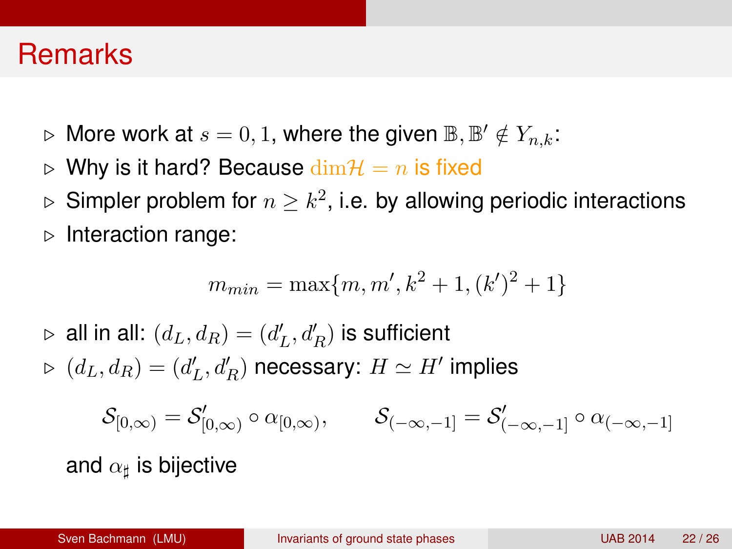# Remarks

- More work at $s = 0, 1$, where the given $\mathbb{B}, \mathbb{B}' \notin Y_{n,k}$:
- Why is it hard? Because $\dim \mathcal{H} = n$ is fixed
- Simpler problem for $n \geq k^2$, i.e. by allowing periodic interactions
- Interaction range:

$$m_{min} = \max\{m, m', k^2 + 1, (k')^2 + 1\}$$

- all in all: $(d_L, d_R) = (d_L', d_R')$ is sufficient
- $(d_L, d_R) = (d_L', d_R')$ necessary: $H \simeq H'$ implies

$$\mathcal{S}_{[0,\infty)} = \mathcal{S}'_{[0,\infty)} \circ \alpha_{[0,\infty)}, \qquad \mathcal{S}_{(-\infty,-1]} = \mathcal{S}'_{(-\infty,-1]} \circ \alpha_{(-\infty,-1]}$$

  and $\alpha_\sharp$ is bijective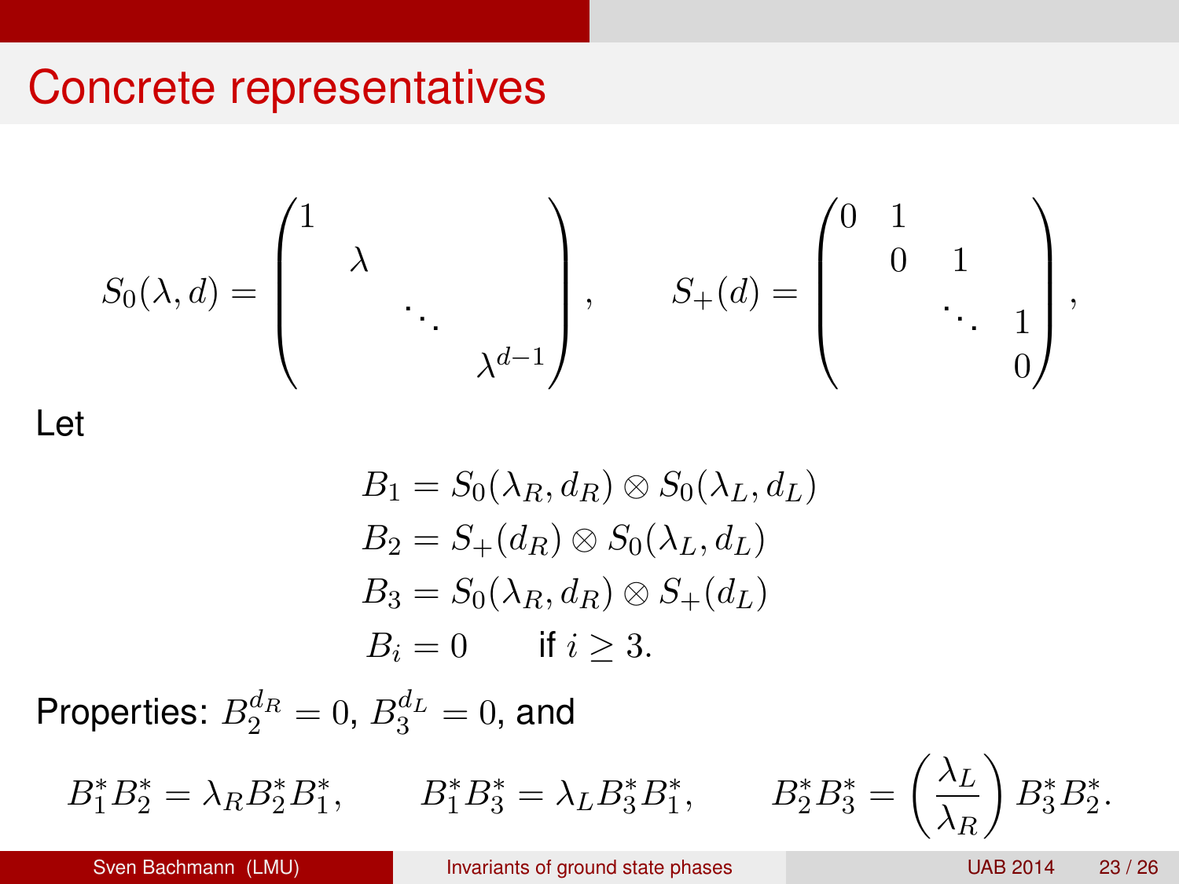# Concrete representatives

$$S_0(\lambda, d) = \begin{pmatrix} 1 & & & \\ & \lambda & & \\ & & \ddots & \\ & & & \lambda^{d-1} \end{pmatrix}, \qquad S_+(d) = \begin{pmatrix} 0 & 1 & & \\ & 0 & 1 & \\ & & \ddots & 1 \\ & & & 0 \end{pmatrix},$$

Let

$$\begin{aligned} B_1 &= S_0(\lambda_R, d_R) \otimes S_0(\lambda_L, d_L) \\ B_2 &= S_+(d_R) \otimes S_0(\lambda_L, d_L) \\ B_3 &= S_0(\lambda_R, d_R) \otimes S_+(d_L) \\ B_i &= 0 \qquad \text{if } i \geq 3. \end{aligned}$$

Properties: $B_2^{d_R} = 0$, $B_3^{d_L} = 0$, and

$$B_1^* B_2^* = \lambda_R B_2^* B_1^*, \qquad B_1^* B_3^* = \lambda_L B_3^* B_1^*, \qquad B_2^* B_3^* = \left(\frac{\lambda_L}{\lambda_R}\right) B_3^* B_2^*.$$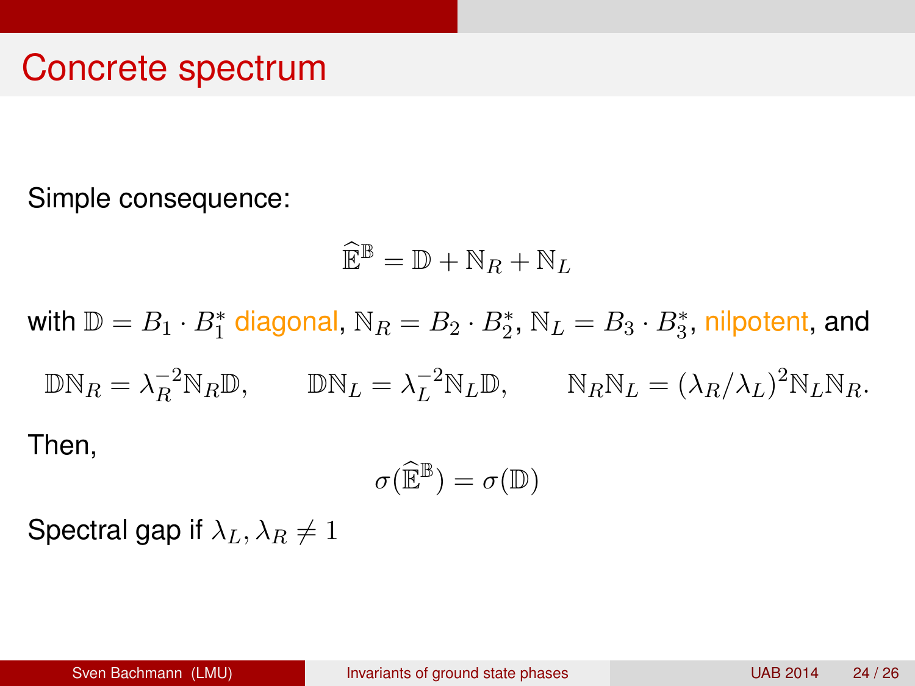# Concrete spectrum

Simple consequence:

$$\widehat{\mathbb{E}}^{\mathbb{B}} = \mathbb{D} + \mathbb{N}_R + \mathbb{N}_L$$

with $\mathbb{D} = B_1 \cdot B_1^*$ diagonal, $\mathbb{N}_R = B_2 \cdot B_2^*$, $\mathbb{N}_L = B_3 \cdot B_3^*$, nilpotent, and

$$\mathbb{D}\mathbb{N}_R = \lambda_R^{-2}\mathbb{N}_R\mathbb{D}, \qquad \mathbb{D}\mathbb{N}_L = \lambda_L^{-2}\mathbb{N}_L\mathbb{D}, \qquad \mathbb{N}_R\mathbb{N}_L = (\lambda_R/\lambda_L)^2\mathbb{N}_L\mathbb{N}_R.$$

Then,

$$\sigma(\widehat{\mathbb{E}}^{\mathbb{B}}) = \sigma(\mathbb{D})$$

Spectral gap if $\lambda_L, \lambda_R \neq 1$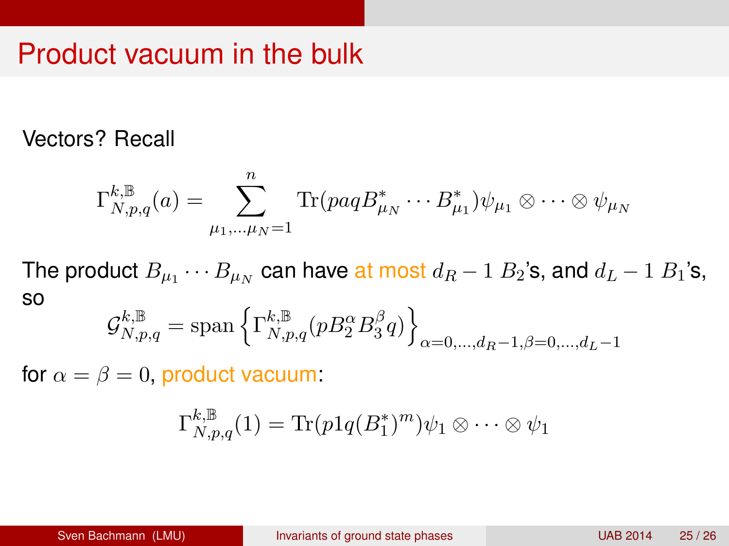# Product vacuum in the bulk

Vectors? Recall

$$\Gamma^{k,\mathbb{B}}_{N,p,q}(a) = \sum_{\mu_1,\ldots\mu_N=1}^{n} \mathrm{Tr}(paqB^*_{\mu_N}\cdots B^*_{\mu_1})\psi_{\mu_1}\otimes\cdots\otimes\psi_{\mu_N}$$

The product $B_{\mu_1}\cdots B_{\mu_N}$ can have at most $d_R - 1$ $B_2$'s, and $d_L - 1$ $B_1$'s, so

$$\mathcal{G}^{k,\mathbb{B}}_{N,p,q} = \mathrm{span}\left\{\Gamma^{k,\mathbb{B}}_{N,p,q}(pB_2^{\alpha}B_3^{\beta}q)\right\}_{\alpha=0,\ldots,d_R-1,\beta=0,\ldots,d_L-1}$$

for $\alpha = \beta = 0$, product vacuum:

$$\Gamma^{k,\mathbb{B}}_{N,p,q}(1) = \mathrm{Tr}(p1q(B_1^*)^m)\psi_1\otimes\cdots\otimes\psi_1$$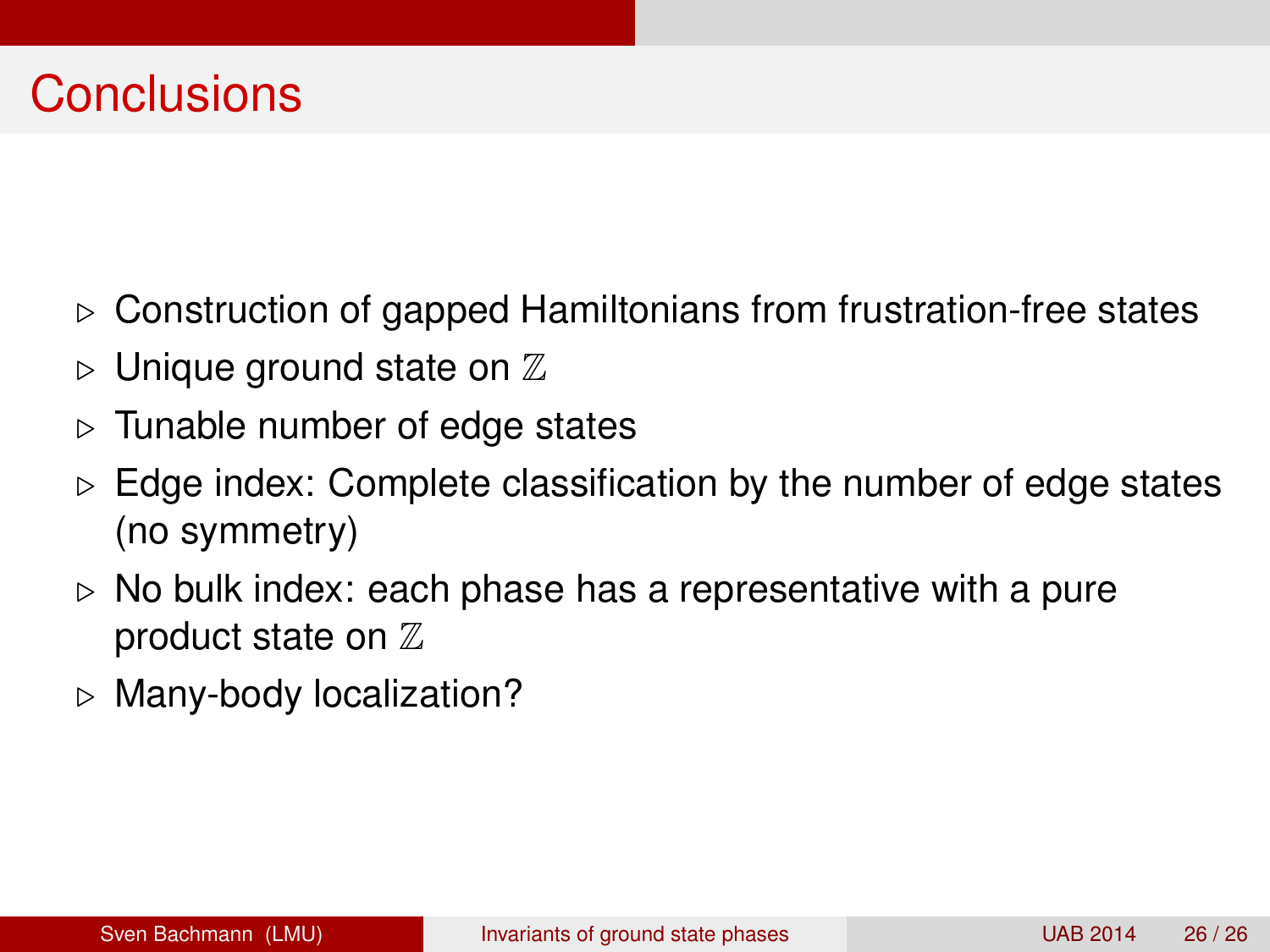# Conclusions

- Construction of gapped Hamiltonians from frustration-free states
- Unique ground state on $\mathbb{Z}$
- Tunable number of edge states
- Edge index: Complete classification by the number of edge states (no symmetry)
- No bulk index: each phase has a representative with a pure product state on $\mathbb{Z}$
- Many-body localization?